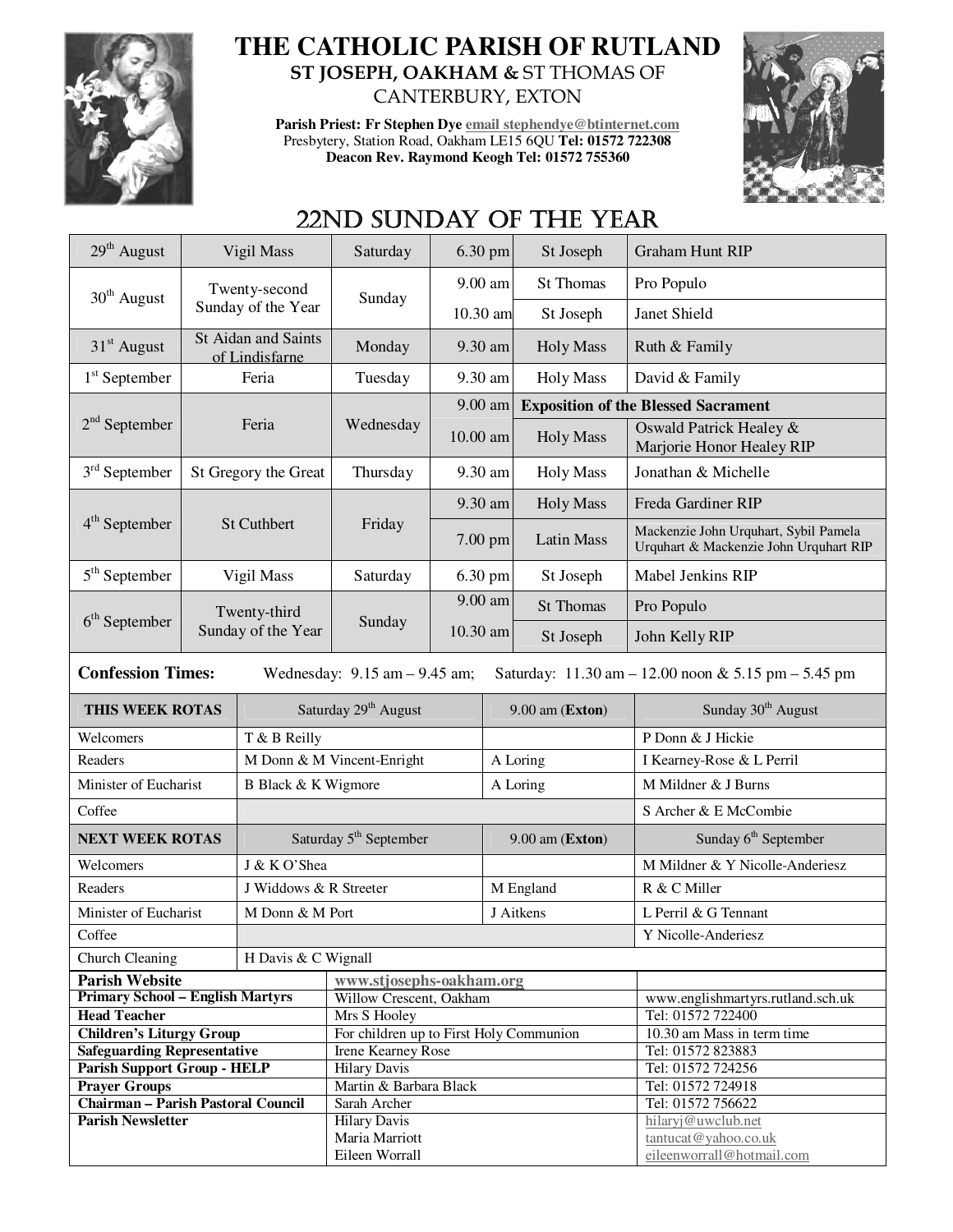# THE CATHOLIC PARISH OF RUTLAND

## ST JOSEPH, OAKHAM & ST THOMAS OF CANTERBURY, EXTON

**Parish Priest: Fr Stephen Dye** email stephendye@btinternet.com
Presbytery, Station Road, Oakham LE15 6QU **Tel: 01572 722308**
**Deacon Rev. Raymond Keogh Tel: 01572 755360**

## 22ND SUNDAY OF THE YEAR

| Date | Celebration | Day | Time | Location/Mass | Intention |
|---|---|---|---|---|---|
| 29th August | Vigil Mass | Saturday | 6.30 pm | St Joseph | Graham Hunt RIP |
| 30th August | Twenty-second Sunday of the Year | Sunday | 9.00 am | St Thomas | Pro Populo |
| | | | 10.30 am | St Joseph | Janet Shield |
| 31st August | St Aidan and Saints of Lindisfarne | Monday | 9.30 am | Holy Mass | Ruth & Family |
| 1st September | Feria | Tuesday | 9.30 am | Holy Mass | David & Family |
| 2nd September | Feria | Wednesday | 9.00 am | **Exposition of the Blessed Sacrament** | |
| | | | 10.00 am | Holy Mass | Oswald Patrick Healey & Marjorie Honor Healey RIP |
| 3rd September | St Gregory the Great | Thursday | 9.30 am | Holy Mass | Jonathan & Michelle |
| 4th September | St Cuthbert | Friday | 9.30 am | Holy Mass | Freda Gardiner RIP |
| | | | 7.00 pm | Latin Mass | Mackenzie John Urquhart, Sybil Pamela Urquhart & Mackenzie John Urquhart RIP |
| 5th September | Vigil Mass | Saturday | 6.30 pm | St Joseph | Mabel Jenkins RIP |
| 6th September | Twenty-third Sunday of the Year | Sunday | 9.00 am | St Thomas | Pro Populo |
| | | | 10.30 am | St Joseph | John Kelly RIP |

**Confession Times:** Wednesday: 9.15 am – 9.45 am; Saturday: 11.30 am – 12.00 noon & 5.15 pm – 5.45 pm

| **THIS WEEK ROTAS** | Saturday 29th August | 9.00 am (**Exton**) | Sunday 30th August |
|---|---|---|---|
| Welcomers | T & B Reilly | | P Donn & J Hickie |
| Readers | M Donn & M Vincent-Enright | A Loring | I Kearney-Rose & L Perril |
| Minister of Eucharist | B Black & K Wigmore | A Loring | M Mildner & J Burns |
| Coffee | | | S Archer & E McCombie |
| **NEXT WEEK ROTAS** | Saturday 5th September | 9.00 am (**Exton**) | Sunday 6th September |
| Welcomers | J & K O'Shea | | M Mildner & Y Nicolle-Anderiesz |
| Readers | J Widdows & R Streeter | M England | R & C Miller |
| Minister of Eucharist | M Donn & M Port | J Aitkens | L Perril & G Tennant |
| Coffee | | | Y Nicolle-Anderiesz |
| Church Cleaning | H Davis & C Wignall | | |

| | | |
|---|---|---|
| **Parish Website** | www.stjosephs-oakham.org | |
| **Primary School – English Martyrs** | Willow Crescent, Oakham | www.englishmartyrs.rutland.sch.uk |
| **Head Teacher** | Mrs S Hooley | Tel: 01572 722400 |
| **Children's Liturgy Group** | For children up to First Holy Communion | 10.30 am Mass in term time |
| **Safeguarding Representative** | Irene Kearney Rose | Tel: 01572 823883 |
| **Parish Support Group - HELP** | Hilary Davis | Tel: 01572 724256 |
| **Prayer Groups** | Martin & Barbara Black | Tel: 01572 724918 |
| **Chairman – Parish Pastoral Council** | Sarah Archer | Tel: 01572 756622 |
| **Parish Newsletter** | Hilary Davis<br>Maria Marriott<br>Eileen Worrall | hilaryj@uwclub.net<br>tantucat@yahoo.co.uk<br>eileenworrall@hotmail.com |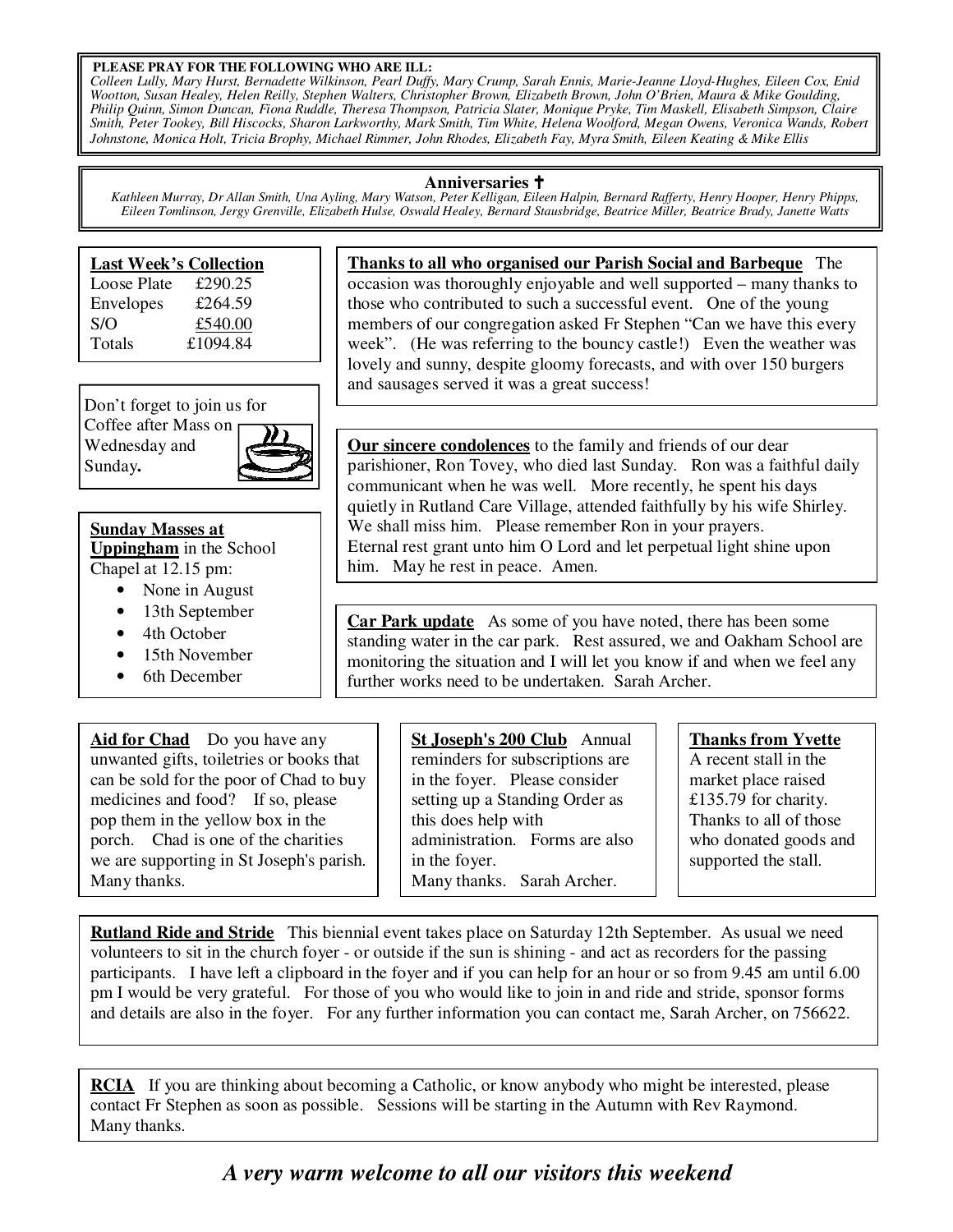**PLEASE PRAY FOR THE FOLLOWING WHO ARE ILL:**

*Colleen Lully, Mary Hurst, Bernadette Wilkinson, Pearl Duffy, Mary Crump, Sarah Ennis, Marie-Jeanne Lloyd-Hughes, Eileen Cox, Enid Wootton, Susan Healey, Helen Reilly, Stephen Walters, Christopher Brown, Elizabeth Brown, John O'Brien, Maura & Mike Goulding, Philip Quinn, Simon Duncan, Fiona Ruddle, Theresa Thompson, Patricia Slater, Monique Pryke, Tim Maskell, Elisabeth Simpson, Claire Smith, Peter Tookey, Bill Hiscocks, Sharon Larkworthy, Mark Smith, Tim White, Helena Woolford, Megan Owens, Veronica Wands, Robert Johnstone, Monica Holt, Tricia Brophy, Michael Rimmer, John Rhodes, Elizabeth Fay, Myra Smith, Eileen Keating & Mike Ellis*

**Anniversaries ✝**

*Kathleen Murray, Dr Allan Smith, Una Ayling, Mary Watson, Peter Kelligan, Eileen Halpin, Bernard Rafferty, Henry Hooper, Henry Phipps, Eileen Tomlinson, Jergy Grenville, Elizabeth Hulse, Oswald Healey, Bernard Stausbridge, Beatrice Miller, Beatrice Brady, Janette Watts*

**Last Week's Collection**

| | |
|---|---|
| Loose Plate | £290.25 |
| Envelopes | £264.59 |
| S/O | £540.00 |
| Totals | £1094.84 |

Don't forget to join us for Coffee after Mass on Wednesday and Sunday**.**

**Sunday Masses at Uppingham** in the School Chapel at 12.15 pm:

- None in August
- 13th September
- 4th October
- 15th November
- 6th December

**Thanks to all who organised our Parish Social and Barbeque** The occasion was thoroughly enjoyable and well supported – many thanks to those who contributed to such a successful event. One of the young members of our congregation asked Fr Stephen "Can we have this every week". (He was referring to the bouncy castle!) Even the weather was lovely and sunny, despite gloomy forecasts, and with over 150 burgers and sausages served it was a great success!

**Our sincere condolences** to the family and friends of our dear parishioner, Ron Tovey, who died last Sunday. Ron was a faithful daily communicant when he was well. More recently, he spent his days quietly in Rutland Care Village, attended faithfully by his wife Shirley. We shall miss him. Please remember Ron in your prayers.
Eternal rest grant unto him O Lord and let perpetual light shine upon him. May he rest in peace. Amen.

**Car Park update** As some of you have noted, there has been some standing water in the car park. Rest assured, we and Oakham School are monitoring the situation and I will let you know if and when we feel any further works need to be undertaken. Sarah Archer.

**Aid for Chad** Do you have any unwanted gifts, toiletries or books that can be sold for the poor of Chad to buy medicines and food? If so, please pop them in the yellow box in the porch. Chad is one of the charities we are supporting in St Joseph's parish. Many thanks.

**St Joseph's 200 Club** Annual reminders for subscriptions are in the foyer. Please consider setting up a Standing Order as this does help with administration. Forms are also in the foyer.
Many thanks. Sarah Archer.

**Thanks from Yvette**
A recent stall in the market place raised £135.79 for charity. Thanks to all of those who donated goods and supported the stall.

**Rutland Ride and Stride** This biennial event takes place on Saturday 12th September. As usual we need volunteers to sit in the church foyer - or outside if the sun is shining - and act as recorders for the passing participants. I have left a clipboard in the foyer and if you can help for an hour or so from 9.45 am until 6.00 pm I would be very grateful. For those of you who would like to join in and ride and stride, sponsor forms and details are also in the foyer. For any further information you can contact me, Sarah Archer, on 756622.

**RCIA** If you are thinking about becoming a Catholic, or know anybody who might be interested, please contact Fr Stephen as soon as possible. Sessions will be starting in the Autumn with Rev Raymond. Many thanks.

***A very warm welcome to all our visitors this weekend***